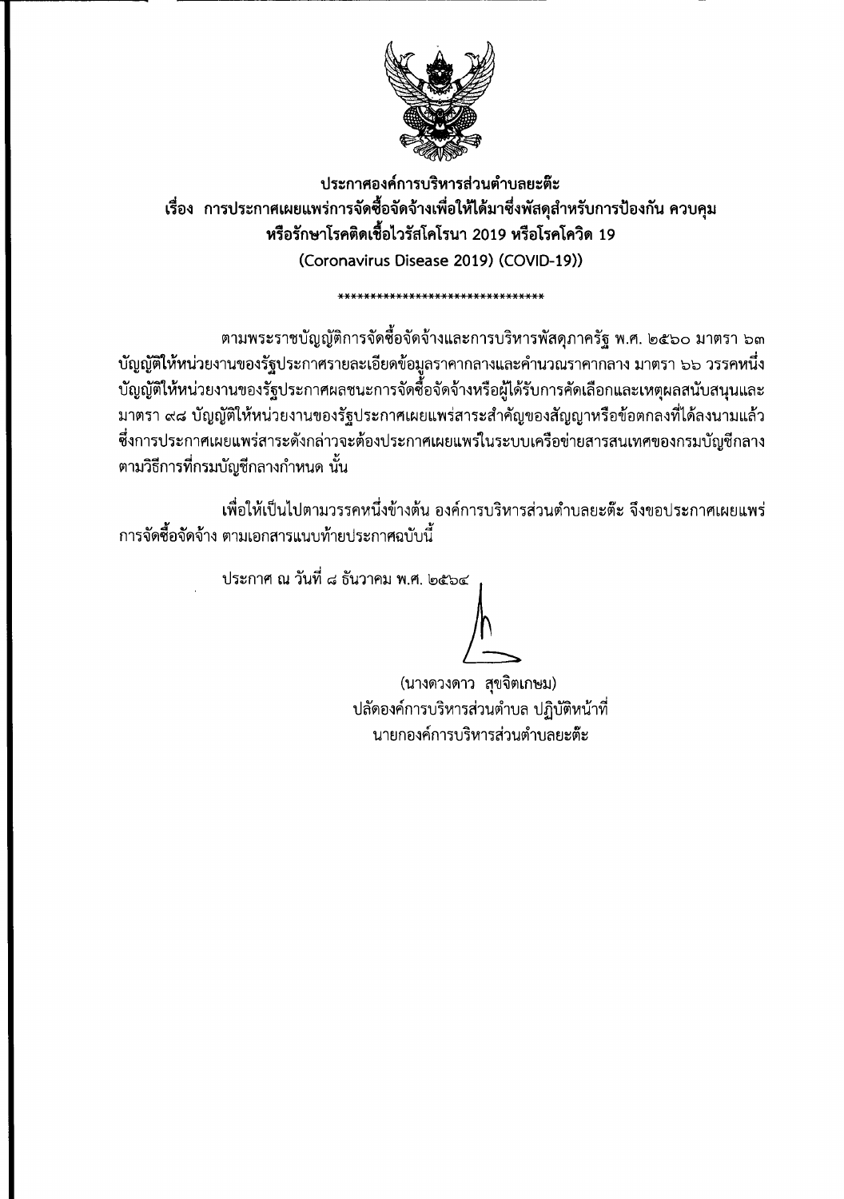**ประกาศองค์การบริหารส่วนตำบลยะตึ๊ะ**
**เรื่อง การประกาศเผยแพร่การจัดซื้อจัดจ้างเพื่อให้ได้มาซึ่งพัสดุสำหรับการป้องกัน ควบคุม หรือรักษาโรคติดเชื้อไวรัสโคโรนา 2019 หรือโรคโควิด 19**
**(Coronavirus Disease 2019) (COVID-19))**

********************************

ตามพระราชบัญญัติการจัดซื้อจัดจ้างและการบริหารพัสดุภาครัฐ พ.ศ. ๒๕๖๐ มาตรา ๖๓ บัญญัติให้หน่วยงานของรัฐประกาศรายละเอียดข้อมูลราคากลางและคำนวณราคากลาง มาตรา ๖๖ วรรคหนึ่ง บัญญัติให้หน่วยงานของรัฐประกาศผลชนะการจัดซื้อจัดจ้างหรือผู้ได้รับการคัดเลือกและเหตุผลสนับสนุนและ มาตรา ๙๘ บัญญัติให้หน่วยงานของรัฐประกาศเผยแพร่สาระสำคัญของสัญญาหรือข้อตกลงที่ได้ลงนามแล้ว ซึ่งการประกาศเผยแพร่สาระดังกล่าวจะต้องประกาศเผยแพร่ในระบบเครือข่ายสารสนเทศของกรมบัญชีกลาง ตามวิธีการที่กรมบัญชีกลางกำหนด นั้น

เพื่อให้เป็นไปตามวรรคหนึ่งข้างต้น องค์การบริหารส่วนตำบลยะตึ๊ะ จึงขอประกาศเผยแพร่การจัดซื้อจัดจ้าง ตามเอกสารแนบท้ายประกาศฉบับนี้

ประกาศ ณ วันที่ ๘ ธันวาคม พ.ศ. ๒๕๖๔

(นางดวงดาว สุขจิตเกษม)
ปลัดองค์การบริหารส่วนตำบล ปฏิบัติหน้าที่
นายกองค์การบริหารส่วนตำบลยะตึ๊ะ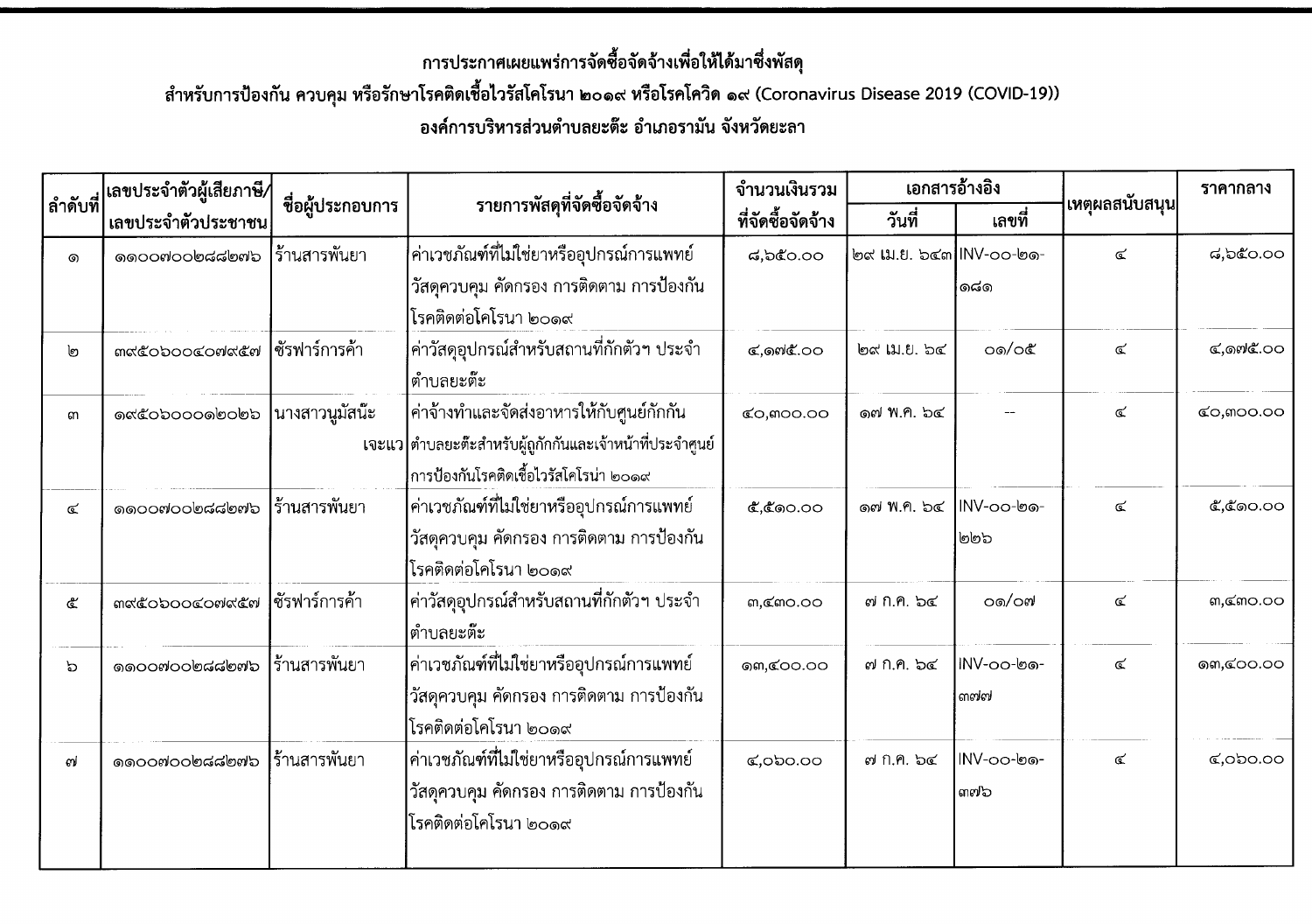# การประกาศเผยแพร่การจัดซื้อจัดจ้างเพื่อให้ได้มาซึ่งพัสดุ

## สำหรับการป้องกัน ควบคุม หรือรักษาโรคติดเชื้อไวรัสโคโรนา ๒๐๑๙ หรือโรคโควิด ๑๙ (Coronavirus Disease 2019 (COVID-19))

## องค์การบริหารส่วนตำบลยะต๊ะ อำเภอรามัน จังหวัดยะลา

| ลำดับที่ | เลขประจำตัวผู้เสียภาษี/เลขประจำตัวประชาชน | ชื่อผู้ประกอบการ | รายการพัสดุที่จัดซื้อจัดจ้าง | จำนวนเงินรวมที่จัดซื้อจัดจ้าง | เอกสารอ้างอิง | | เหตุผลสนับสนุน | ราคากลาง |
|---|---|---|---|---|---|---|---|---|
| | | | | | วันที่ | เลขที่ | | |
| ๑ | ๑๑๐๐๗๐๐๒๘๘๒๗๖ | ร้านสารพันยา | ค่าเวชภัณฑ์ที่ไม่ใช่ยาหรืออุปกรณ์การแพทย์ วัสดุควบคุม คัดกรอง การติดตาม การป้องกัน โรคติดต่อโคโรนา ๒๐๑๙ | ๘,๖๕๐.๐๐ | ๒๙ เม.ย. ๖๔๓ | INV-๐๐-๒๑-๑๘๑ | ๔ | ๘,๖๕๐.๐๐ |
| ๒ | ๓๙๕๐๖๐๐๔๐๗๙๕๗ | ซัรฟาร์การค้า | ค่าวัสดุอุปกรณ์สำหรับสถานที่กักตัวฯ ประจำตำบลยะต๊ะ | ๔,๑๗๕.๐๐ | ๒๙ เม.ย. ๖๔ | ๐๑/๐๕ | ๔ | ๔,๑๗๕.๐๐ |
| ๓ | ๑๙๕๐๖๐๐๐๑๒๐๒๖ | นางสาวนูมัสนะ เจะแว | ค่าจ้างทำและจัดส่งอาหารให้กับศูนย์กักกัน ตำบลยะต๊ะสำหรับผู้ถูกกักกันและเจ้าหน้าที่ประจำศูนย์การป้องกันโรคติดเชื้อไวรัสโคโรน่า ๒๐๑๙ | ๔๐,๓๐๐.๐๐ | ๑๗ พ.ค. ๖๔ | -- | ๔ | ๔๐,๓๐๐.๐๐ |
| ๔ | ๑๑๐๐๗๐๐๒๘๘๒๗๖ | ร้านสารพันยา | ค่าเวชภัณฑ์ที่ไม่ใช่ยาหรืออุปกรณ์การแพทย์ วัสดุควบคุม คัดกรอง การติดตาม การป้องกัน โรคติดต่อโคโรนา ๒๐๑๙ | ๕,๕๑๐.๐๐ | ๑๗ พ.ค. ๖๔ | INV-๐๐-๒๑-๒๒๖ | ๔ | ๕,๕๑๐.๐๐ |
| ๕ | ๓๙๕๐๖๐๐๔๐๗๙๕๗ | ซัรฟาร์การค้า | ค่าวัสดุอุปกรณ์สำหรับสถานที่กักตัวฯ ประจำตำบลยะต๊ะ | ๓,๔๓๐.๐๐ | ๗ ก.ค. ๖๔ | ๐๑/๐๗ | ๔ | ๓,๔๓๐.๐๐ |
| ๖ | ๑๑๐๐๗๐๐๒๘๘๒๗๖ | ร้านสารพันยา | ค่าเวชภัณฑ์ที่ไม่ใช่ยาหรืออุปกรณ์การแพทย์ วัสดุควบคุม คัดกรอง การติดตาม การป้องกัน โรคติดต่อโคโรนา ๒๐๑๙ | ๑๓,๔๐๐.๐๐ | ๗ ก.ค. ๖๔ | INV-๐๐-๒๑-๓๗๗ | ๔ | ๑๓,๔๐๐.๐๐ |
| ๗ | ๑๑๐๐๗๐๐๒๘๘๒๗๖ | ร้านสารพันยา | ค่าเวชภัณฑ์ที่ไม่ใช่ยาหรืออุปกรณ์การแพทย์ วัสดุควบคุม คัดกรอง การติดตาม การป้องกัน โรคติดต่อโคโรนา ๒๐๑๙ | ๔,๐๖๐.๐๐ | ๗ ก.ค. ๖๔ | INV-๐๐-๒๑-๓๗๖ | ๔ | ๔,๐๖๐.๐๐ |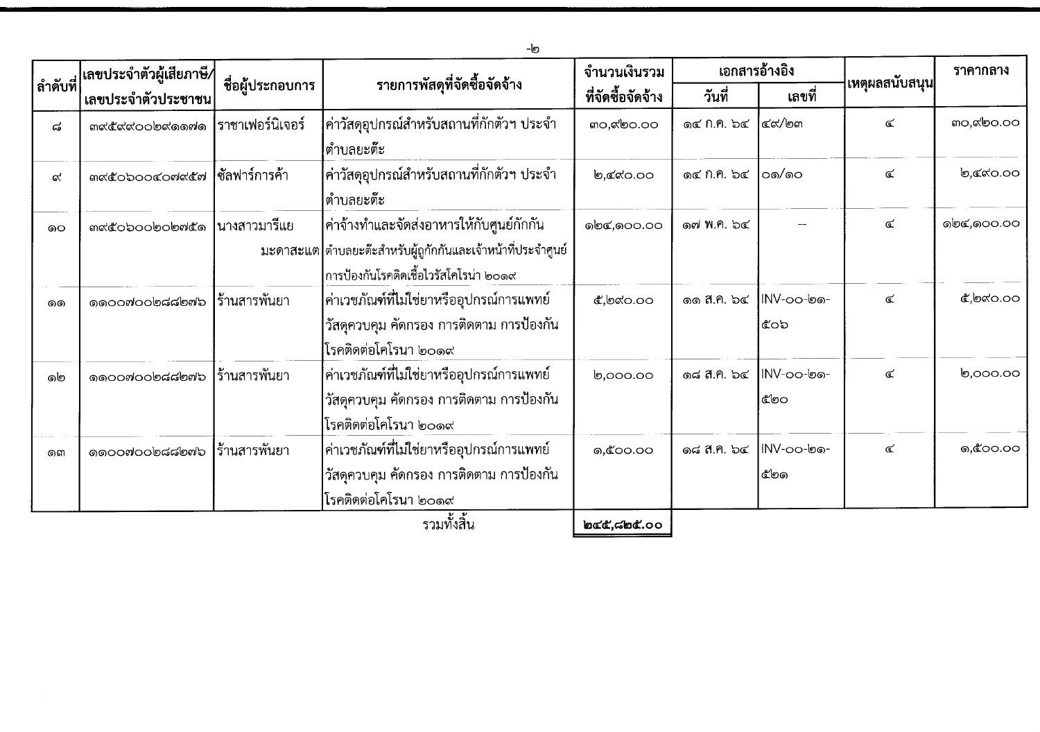| ลำดับที่ | เลขประจำตัวผู้เสียภาษี/เลขประจำตัวประชาชน | ชื่อผู้ประกอบการ | รายการพัสดุที่จัดซื้อจัดจ้าง | จำนวนเงินรวมที่จัดซื้อจัดจ้าง | เอกสารอ้างอิง | | เหตุผลสนับสนุน | ราคากลาง |
|---|---|---|---|---|---|---|---|---|
| | | | | | วันที่ | เลขที่ | | |
| ๘ | ๓๙๕๙๙๐๐๒๙๑๑๗๑ | ราชาเฟอร์นิเจอร์ | ค่าวัสดุอุปกรณ์สำหรับสถานที่กักตัวฯ ประจำตำบลยะต๊ะ | ๓๐,๙๒๐.๐๐ | ๑๔ ก.ค. ๖๔ | ๔๙/๒๓ | ๔ | ๓๐,๙๒๐.๐๐ |
| ๙ | ๓๙๕๐๖๐๐๔๐๗๙๕๗ | ซัลฟาร์การค้า | ค่าวัสดุอุปกรณ์สำหรับสถานที่กักตัวฯ ประจำตำบลยะต๊ะ | ๒,๔๙๐.๐๐ | ๑๔ ก.ค. ๖๔ | ๐๑/๑๐ | ๔ | ๒,๔๙๐.๐๐ |
| ๑๐ | ๓๙๕๐๖๐๐๒๐๒๗๕๑ | นางสาวมารีแย มะดาสะแต | ค่าจ้างทำและจัดส่งอาหารให้กับศูนย์กักกันตำบลยะต๊ะสำหรับผู้ถูกกักกันและเจ้าหน้าที่ประจำศูนย์การป้องกันโรคติดเชื้อไวรัสโคโรน่า ๒๐๑๙ | ๑๒๔,๑๐๐.๐๐ | ๑๗ พ.ค. ๖๔ | -- | ๔ | ๑๒๔,๑๐๐.๐๐ |
| ๑๑ | ๑๑๐๐๗๐๐๒๘๔๒๗๖ | ร้านสารพันยา | ค่าเวชภัณฑ์ที่ไม่ใช่ยาหรืออุปกรณ์การแพทย์ วัสดุควบคุม คัดกรอง การติดตาม การป้องกันโรคติดต่อโคโรนา ๒๐๑๙ | ๕,๒๙๐.๐๐ | ๑๑ ส.ค. ๖๔ | INV-๐๐-๒๑-๕๐๖ | ๔ | ๕,๒๙๐.๐๐ |
| ๑๒ | ๑๑๐๐๗๐๐๒๘๔๒๗๖ | ร้านสารพันยา | ค่าเวชภัณฑ์ที่ไม่ใช่ยาหรืออุปกรณ์การแพทย์ วัสดุควบคุม คัดกรอง การติดตาม การป้องกันโรคติดต่อโคโรนา ๒๐๑๙ | ๒,๐๐๐.๐๐ | ๑๘ ส.ค. ๖๔ | INV-๐๐-๒๑-๕๒๐ | ๔ | ๒,๐๐๐.๐๐ |
| ๑๓ | ๑๑๐๐๗๐๐๒๘๔๒๗๖ | ร้านสารพันยา | ค่าเวชภัณฑ์ที่ไม่ใช่ยาหรืออุปกรณ์การแพทย์ วัสดุควบคุม คัดกรอง การติดตาม การป้องกันโรคติดต่อโคโรนา ๒๐๑๙ | ๑,๕๐๐.๐๐ | ๑๘ ส.ค. ๖๔ | INV-๐๐-๒๑-๕๒๑ | ๔ | ๑,๕๐๐.๐๐ |
| | | | รวมทั้งสิ้น | **๒๔๕,๘๒๕.๐๐** | | | | |